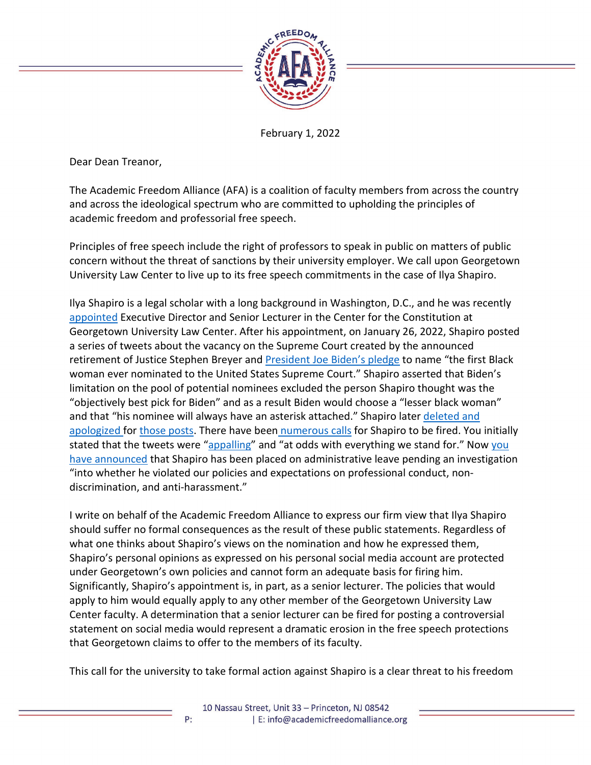February 1, 2022

Dear Dean Treanor,

The Academic Freedom Alliance (AFA) is a coalition of faculty members from across the country and across the ideological spectrum who are committed to upholding the principles of academic freedom and professorial free speech.

Principles of free speech include the right of professors to speak in public on matters of public concern without the threat of sanctions by their university employer. We call upon Georgetown University Law Center to live up to its free speech commitments in the case of Ilya Shapiro.

Ilya Shapiro is a legal scholar with a long background in Washington, D.C., and he was recently appointed Executive Director and Senior Lecturer in the Center for the Constitution at Georgetown University Law Center. After his appointment, on January 26, 2022, Shapiro posted a series of tweets about the vacancy on the Supreme Court created by the announced retirement of Justice Stephen Breyer and President Joe Biden's pledge to name "the first Black woman ever nominated to the United States Supreme Court." Shapiro asserted that Biden's limitation on the pool of potential nominees excluded the person Shapiro thought was the "objectively best pick for Biden" and as a result Biden would choose a "lesser black woman" and that "his nominee will always have an asterisk attached." Shapiro later deleted and apologized for those posts. There have been numerous calls for Shapiro to be fired. You initially stated that the tweets were "appalling" and "at odds with everything we stand for." Now you have announced that Shapiro has been placed on administrative leave pending an investigation "into whether he violated our policies and expectations on professional conduct, non-discrimination, and anti-harassment."

I write on behalf of the Academic Freedom Alliance to express our firm view that Ilya Shapiro should suffer no formal consequences as the result of these public statements. Regardless of what one thinks about Shapiro's views on the nomination and how he expressed them, Shapiro's personal opinions as expressed on his personal social media account are protected under Georgetown's own policies and cannot form an adequate basis for firing him. Significantly, Shapiro's appointment is, in part, as a senior lecturer. The policies that would apply to him would equally apply to any other member of the Georgetown University Law Center faculty. A determination that a senior lecturer can be fired for posting a controversial statement on social media would represent a dramatic erosion in the free speech protections that Georgetown claims to offer to the members of its faculty.

This call for the university to take formal action against Shapiro is a clear threat to his freedom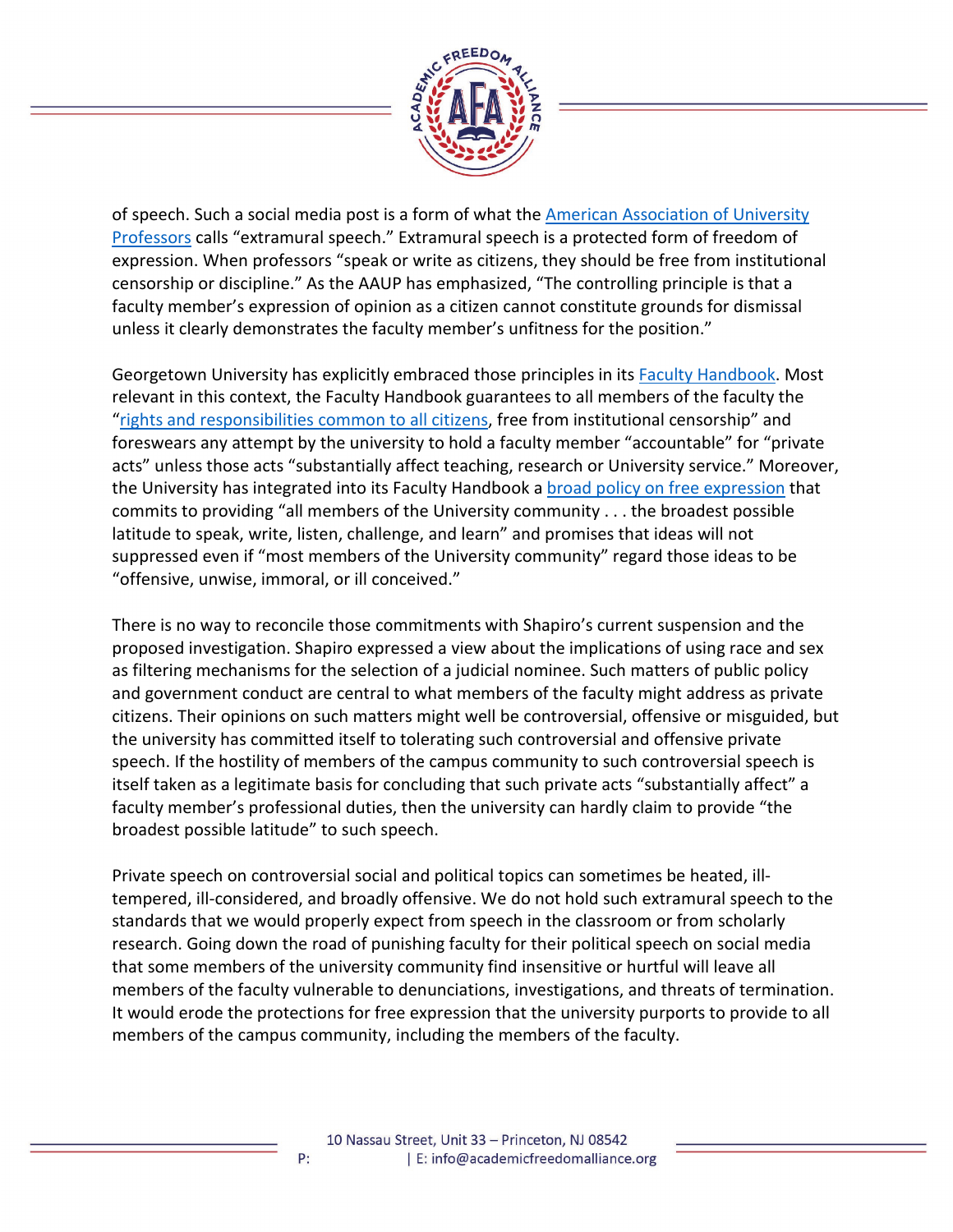of speech. Such a social media post is a form of what the American Association of University Professors calls "extramural speech." Extramural speech is a protected form of freedom of expression. When professors "speak or write as citizens, they should be free from institutional censorship or discipline." As the AAUP has emphasized, "The controlling principle is that a faculty member's expression of opinion as a citizen cannot constitute grounds for dismissal unless it clearly demonstrates the faculty member's unfitness for the position."

Georgetown University has explicitly embraced those principles in its Faculty Handbook. Most relevant in this context, the Faculty Handbook guarantees to all members of the faculty the "rights and responsibilities common to all citizens, free from institutional censorship" and foreswears any attempt by the university to hold a faculty member "accountable" for "private acts" unless those acts "substantially affect teaching, research or University service." Moreover, the University has integrated into its Faculty Handbook a broad policy on free expression that commits to providing "all members of the University community . . . the broadest possible latitude to speak, write, listen, challenge, and learn" and promises that ideas will not suppressed even if "most members of the University community" regard those ideas to be "offensive, unwise, immoral, or ill conceived."

There is no way to reconcile those commitments with Shapiro's current suspension and the proposed investigation. Shapiro expressed a view about the implications of using race and sex as filtering mechanisms for the selection of a judicial nominee. Such matters of public policy and government conduct are central to what members of the faculty might address as private citizens. Their opinions on such matters might well be controversial, offensive or misguided, but the university has committed itself to tolerating such controversial and offensive private speech. If the hostility of members of the campus community to such controversial speech is itself taken as a legitimate basis for concluding that such private acts "substantially affect" a faculty member's professional duties, then the university can hardly claim to provide "the broadest possible latitude" to such speech.

Private speech on controversial social and political topics can sometimes be heated, ill-tempered, ill-considered, and broadly offensive. We do not hold such extramural speech to the standards that we would properly expect from speech in the classroom or from scholarly research. Going down the road of punishing faculty for their political speech on social media that some members of the university community find insensitive or hurtful will leave all members of the faculty vulnerable to denunciations, investigations, and threats of termination. It would erode the protections for free expression that the university purports to provide to all members of the campus community, including the members of the faculty.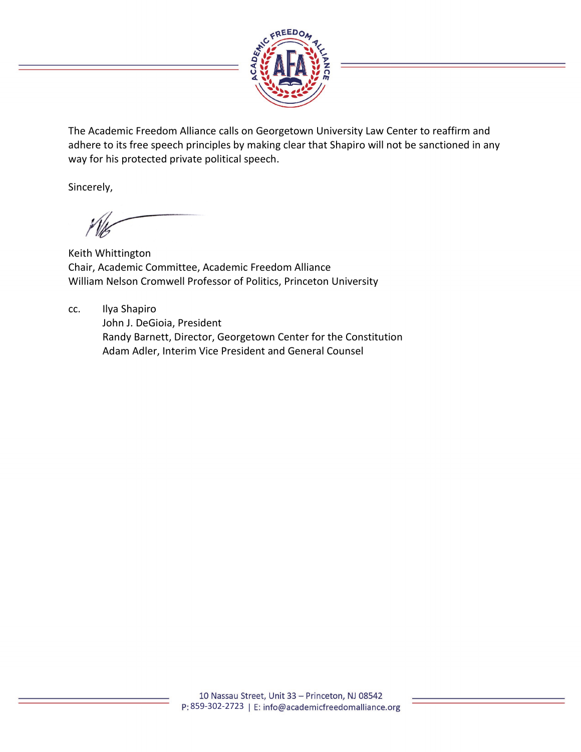The Academic Freedom Alliance calls on Georgetown University Law Center to reaffirm and adhere to its free speech principles by making clear that Shapiro will not be sanctioned in any way for his protected private political speech.

Sincerely,

Keith Whittington
Chair, Academic Committee, Academic Freedom Alliance
William Nelson Cromwell Professor of Politics, Princeton University

cc. Ilya Shapiro
John J. DeGioia, President
Randy Barnett, Director, Georgetown Center for the Constitution
Adam Adler, Interim Vice President and General Counsel

10 Nassau Street, Unit 33 – Princeton, NJ 08542
P: 859-302-2723 | E: info@academicfreedomalliance.org